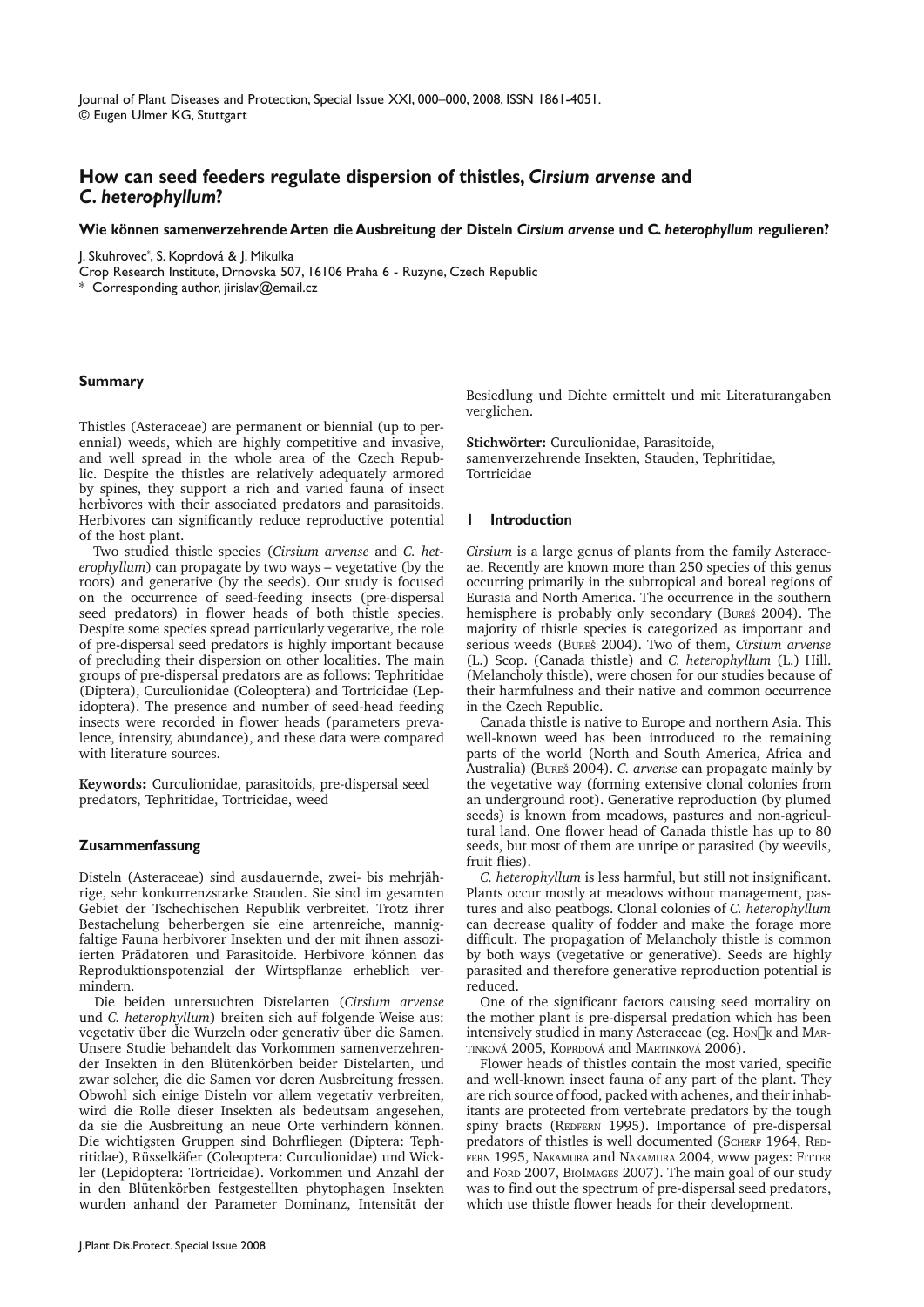Journal of Plant Diseases and Protection, Special Issue XXI, 000–000, 2008, ISSN 1861-4051.
© Eugen Ulmer KG, Stuttgart

# How can seed feeders regulate dispersion of thistles, *Cirsium arvense* and *C. heterophyllum*?

**Wie können samenverzehrende Arten die Ausbreitung der Disteln *Cirsium arvense* und C. *heterophyllum* regulieren?**

J. Skuhrovec*, S. Koprdová & J. Mikulka

Crop Research Institute, Drnovska 507, 16106 Praha 6 - Ruzyne, Czech Republic

\* Corresponding author, jirislav@email.cz

## Summary

Thistles (Asteraceae) are permanent or biennial (up to perennial) weeds, which are highly competitive and invasive, and well spread in the whole area of the Czech Republic. Despite the thistles are relatively adequately armored by spines, they support a rich and varied fauna of insect herbivores with their associated predators and parasitoids. Herbivores can significantly reduce reproductive potential of the host plant.

Two studied thistle species (*Cirsium arvense* and *C. heterophyllum*) can propagate by two ways – vegetative (by the roots) and generative (by the seeds). Our study is focused on the occurrence of seed-feeding insects (pre-dispersal seed predators) in flower heads of both thistle species. Despite some species spread particularly vegetative, the role of pre-dispersal seed predators is highly important because of precluding their dispersion on other localities. The main groups of pre-dispersal predators are as follows: Tephritidae (Diptera), Curculionidae (Coleoptera) and Tortricidae (Lepidoptera). The presence and number of seed-head feeding insects were recorded in flower heads (parameters prevalence, intensity, abundance), and these data were compared with literature sources.

**Keywords:** Curculionidae, parasitoids, pre-dispersal seed predators, Tephritidae, Tortricidae, weed

## Zusammenfassung

Disteln (Asteraceae) sind ausdauernde, zwei- bis mehrjährige, sehr konkurrenzstarke Stauden. Sie sind im gesamten Gebiet der Tschechischen Republik verbreitet. Trotz ihrer Bestachelung beherbergen sie eine artenreiche, mannigfaltige Fauna herbivorer Insekten und der mit ihnen assoziierten Prädatoren und Parasitoide. Herbivore können das Reproduktionspotenzial der Wirtspflanze erheblich vermindern.

Die beiden untersuchten Distelarten (*Cirsium arvense* und *C. heterophyllum*) breiten sich auf folgende Weise aus: vegetativ über die Wurzeln oder generativ über die Samen. Unsere Studie behandelt das Vorkommen samenverzehrender Insekten in den Blütenkörben beider Distelarten, und zwar solcher, die die Samen vor deren Ausbreitung fressen. Obwohl sich einige Disteln vor allem vegetativ verbreiten, wird die Rolle dieser Insekten als bedeutsam angesehen, da sie die Ausbreitung an neue Orte verhindern können. Die wichtigsten Gruppen sind Bohrfliegen (Diptera: Tephritidae), Rüsselkäfer (Coleoptera: Curculionidae) und Wickler (Lepidoptera: Tortricidae). Vorkommen und Anzahl der in den Blütenkörben festgestellten phytophagen Insekten wurden anhand der Parameter Dominanz, Intensität der Besiedlung und Dichte ermittelt und mit Literaturangaben verglichen.

**Stichwörter:** Curculionidae, Parasitoide, samenverzehrende Insekten, Stauden, Tephritidae, Tortricidae

## 1 Introduction

*Cirsium* is a large genus of plants from the family Asteraceae. Recently are known more than 250 species of this genus occurring primarily in the subtropical and boreal regions of Eurasia and North America. The occurrence in the southern hemisphere is probably only secondary (Bureš 2004). The majority of thistle species is categorized as important and serious weeds (Bureš 2004). Two of them, *Cirsium arvense* (L.) Scop. (Canada thistle) and *C. heterophyllum* (L.) Hill. (Melancholy thistle), were chosen for our studies because of their harmfulness and their native and common occurrence in the Czech Republic.

Canada thistle is native to Europe and northern Asia. This well-known weed has been introduced to the remaining parts of the world (North and South America, Africa and Australia) (Bureš 2004). *C. arvense* can propagate mainly by the vegetative way (forming extensive clonal colonies from an underground root). Generative reproduction (by plumed seeds) is known from meadows, pastures and non-agricultural land. One flower head of Canada thistle has up to 80 seeds, but most of them are unripe or parasited (by weevils, fruit flies).

*C. heterophyllum* is less harmful, but still not insignificant. Plants occur mostly at meadows without management, pastures and also peatbogs. Clonal colonies of *C. heterophyllum* can decrease quality of fodder and make the forage more difficult. The propagation of Melancholy thistle is common by both ways (vegetative or generative). Seeds are highly parasited and therefore generative reproduction potential is reduced.

One of the significant factors causing seed mortality on the mother plant is pre-dispersal predation which has been intensively studied in many Asteraceae (eg. Honěk and Martinková 2005, Koprdová and Martinková 2006).

Flower heads of thistles contain the most varied, specific and well-known insect fauna of any part of the plant. They are rich source of food, packed with achenes, and their inhabitants are protected from vertebrate predators by the tough spiny bracts (Redfern 1995). Importance of pre-dispersal predators of thistles is well documented (Scherf 1964, Redfern 1995, Nakamura and Nakamura 2004, www pages: Fitter and Ford 2007, BioImages 2007). The main goal of our study was to find out the spectrum of pre-dispersal seed predators, which use thistle flower heads for their development.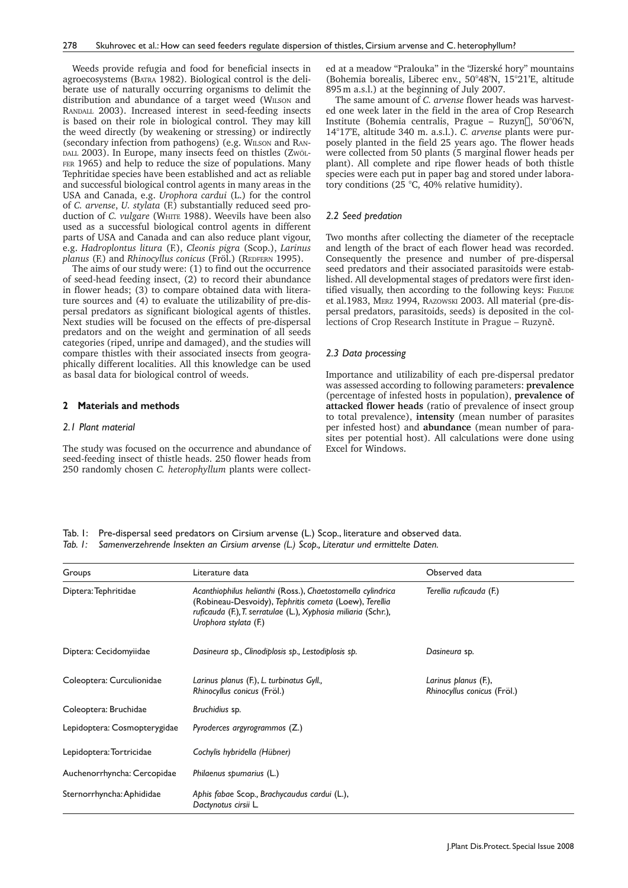Weeds provide refugia and food for beneficial insects in agroecosystems (BATRA 1982). Biological control is the deliberate use of naturally occurring organisms to delimit the distribution and abundance of a target weed (WILSON and RANDALL 2003). Increased interest in seed-feeding insects is based on their role in biological control. They may kill the weed directly (by weakening or stressing) or indirectly (secondary infection from pathogens) (e.g. WILSON and RANDALL 2003). In Europe, many insects feed on thistles (ZWÖLFER 1965) and help to reduce the size of populations. Many Tephritidae species have been established and act as reliable and successful biological control agents in many areas in the USA and Canada, e.g. *Urophora cardui* (L.) for the control of *C. arvense*, *U. stylata* (F.) substantially reduced seed production of *C. vulgare* (WHITE 1988). Weevils have been also used as a successful biological control agents in different parts of USA and Canada and can also reduce plant vigour, e.g. *Hadroplontus litura* (F.), *Cleonis pigra* (Scop.), *Larinus planus* (F.) and *Rhinocyllus conicus* (Fröl.) (REDFERN 1995).

The aims of our study were: (1) to find out the occurrence of seed-head feeding insect, (2) to record their abundance in flower heads; (3) to compare obtained data with literature sources and (4) to evaluate the utilizability of pre-dispersal predators as significant biological agents of thistles. Next studies will be focused on the effects of pre-dispersal predators and on the weight and germination of all seeds categories (riped, unripe and damaged), and the studies will compare thistles with their associated insects from geographically different localities. All this knowledge can be used as basal data for biological control of weeds.

## 2 Materials and methods

### 2.1 Plant material

The study was focused on the occurrence and abundance of seed-feeding insect of thistle heads. 250 flower heads from 250 randomly chosen *C. heterophyllum* plants were collected at a meadow "Pralouka" in the "Jizerské hory" mountains (Bohemia borealis, Liberec env., 50°48'N, 15°21'E, altitude 895 m a.s.l.) at the beginning of July 2007.

The same amount of *C. arvense* flower heads was harvested one week later in the field in the area of Crop Research Institute (Bohemia centralis, Prague – Ruzyně, 50°06'N, 14°17'E, altitude 340 m. a.s.l.). *C. arvense* plants were purposely planted in the field 25 years ago. The flower heads were collected from 50 plants (5 marginal flower heads per plant). All complete and ripe flower heads of both thistle species were each put in paper bag and stored under laboratory conditions (25 °C, 40% relative humidity).

### 2.2 Seed predation

Two months after collecting the diameter of the receptacle and length of the bract of each flower head was recorded. Consequently the presence and number of pre-dispersal seed predators and their associated parasitoids were established. All developmental stages of predators were first identified visually, then according to the following keys: FREUDE et al.1983, MERZ 1994, RAZOWSKI 2003. All material (pre-dispersal predators, parasitoids, seeds) is deposited in the collections of Crop Research Institute in Prague – Ruzyně.

### 2.3 Data processing

Importance and utilizability of each pre-dispersal predator was assessed according to following parameters: **prevalence** (percentage of infested hosts in population), **prevalence of attacked flower heads** (ratio of prevalence of insect group to total prevalence), **intensity** (mean number of parasites per infested host) and **abundance** (mean number of parasites per potential host). All calculations were done using Excel for Windows.

Tab. 1: Pre-dispersal seed predators on Cirsium arvense (L.) Scop., literature and observed data.
*Tab. 1: Samenverzehrende Insekten an Cirsium arvense (L.) Scop., Literatur und ermittelte Daten.*

| Groups | Literature data | Observed data |
|---|---|---|
| Diptera: Tephritidae | *Acanthiophilus helianthi* (Ross.), *Chaetostomella cylindrica* (Robineau-Desvoidy), *Tephritis cometa* (Loew), *Terellia ruficauda* (F.), *T. serratulae* (L.), *Xyphosia miliaria* (Schr.), *Urophora stylata* (F.) | *Terellia ruficauda* (F.) |
| Diptera: Cecidomyiidae | *Dasineura sp., Clinodiplosis sp., Lestodiplosis sp.* | *Dasineura* sp. |
| Coleoptera: Curculionidae | *Larinus planus* (F.), *L. turbinatus Gyll., Rhinocyllus conicus* (Fröl.) | *Larinus planus* (F.), *Rhinocyllus conicus* (Fröl.) |
| Coleoptera: Bruchidae | *Bruchidius* sp. | |
| Lepidoptera: Cosmopterygidae | *Pyroderces argyrogrammos* (Z.) | |
| Lepidoptera: Tortricidae | *Cochylis hybridella (Hübner)* | |
| Auchenorrhyncha: Cercopidae | *Philaenus spumarius* (L.) | |
| Sternorrhyncha: Aphididae | *Aphis fabae* Scop., *Brachycaudus cardui* (L.), *Dactynotus cirsii* L. | |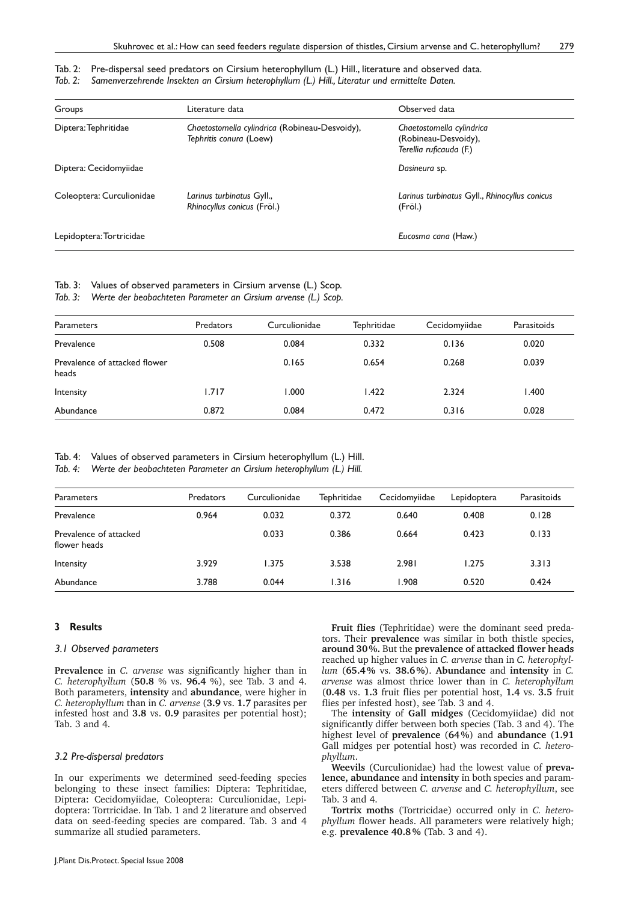Tab. 2: Pre-dispersal seed predators on Cirsium heterophyllum (L.) Hill., literature and observed data.

*Tab. 2: Samenverzehrende Insekten an Cirsium heterophyllum (L.) Hill., Literatur und ermittelte Daten.*

| Groups | Literature data | Observed data |
|---|---|---|
| Diptera: Tephritidae | *Chaetostomella cylindrica* (Robineau-Desvoidy), *Tephritis conura* (Loew) | *Chaetostomella cylindrica* (Robineau-Desvoidy), *Terellia ruficauda* (F.) |
| Diptera: Cecidomyiidae | | *Dasineura* sp. |
| Coleoptera: Curculionidae | *Larinus turbinatus* Gyll., *Rhinocyllus conicus* (Fröl.) | *Larinus turbinatus* Gyll., *Rhinocyllus conicus* (Fröl.) |
| Lepidoptera: Tortricidae | | *Eucosma cana* (Haw.) |

Tab. 3: Values of observed parameters in Cirsium arvense (L.) Scop.

*Tab. 3: Werte der beobachteten Parameter an Cirsium arvense (L.) Scop.*

| Parameters | Predators | Curculionidae | Tephritidae | Cecidomyiidae | Parasitoids |
|---|---|---|---|---|---|
| Prevalence | 0.508 | 0.084 | 0.332 | 0.136 | 0.020 |
| Prevalence of attacked flower heads | | 0.165 | 0.654 | 0.268 | 0.039 |
| Intensity | 1.717 | 1.000 | 1.422 | 2.324 | 1.400 |
| Abundance | 0.872 | 0.084 | 0.472 | 0.316 | 0.028 |

Tab. 4: Values of observed parameters in Cirsium heterophyllum (L.) Hill.

*Tab. 4: Werte der beobachteten Parameter an Cirsium heterophyllum (L.) Hill.*

| Parameters | Predators | Curculionidae | Tephritidae | Cecidomyiidae | Lepidoptera | Parasitoids |
|---|---|---|---|---|---|---|
| Prevalence | 0.964 | 0.032 | 0.372 | 0.640 | 0.408 | 0.128 |
| Prevalence of attacked flower heads | | 0.033 | 0.386 | 0.664 | 0.423 | 0.133 |
| Intensity | 3.929 | 1.375 | 3.538 | 2.981 | 1.275 | 3.313 |
| Abundance | 3.788 | 0.044 | 1.316 | 1.908 | 0.520 | 0.424 |

## 3 Results

### 3.1 Observed parameters

**Prevalence** in *C. arvense* was significantly higher than in *C. heterophyllum* (**50.8** % vs. **96.4** %), see Tab. 3 and 4. Both parameters, **intensity** and **abundance**, were higher in *C. heterophyllum* than in *C. arvense* (**3.9** vs. **1.7** parasites per infested host and **3.8** vs. **0.9** parasites per potential host); Tab. 3 and 4.

### 3.2 Pre-dispersal predators

In our experiments we determined seed-feeding species belonging to these insect families: Diptera: Tephritidae, Diptera: Cecidomyiidae, Coleoptera: Curculionidae, Lepidoptera: Tortricidae. In Tab. 1 and 2 literature and observed data on seed-feeding species are compared. Tab. 3 and 4 summarize all studied parameters.

**Fruit flies** (Tephritidae) were the dominant seed predators. Their **prevalence** was similar in both thistle species**, around 30%.** But the **prevalence of attacked flower heads** reached up higher values in *C. arvense* than in *C. heterophyllum* (**65.4%** vs. **38.6%**). **Abundance** and **intensity** in *C. arvense* was almost thrice lower than in *C. heterophyllum* (**0.48** vs. **1.3** fruit flies per potential host, **1.4** vs. **3.5** fruit flies per infested host), see Tab. 3 and 4.

The **intensity** of **Gall midges** (Cecidomyiidae) did not significantly differ between both species (Tab. 3 and 4). The highest level of **prevalence** (**64%**) and **abundance** (**1.91** Gall midges per potential host) was recorded in *C. heterophyllum*.

**Weevils** (Curculionidae) had the lowest value of **prevalence, abundance** and **intensity** in both species and parameters differed between *C. arvense* and *C. heterophyllum*, see Tab. 3 and 4.

**Tortrix moths** (Tortricidae) occurred only in *C. heterophyllum* flower heads. All parameters were relatively high; e.g. **prevalence 40.8%** (Tab. 3 and 4).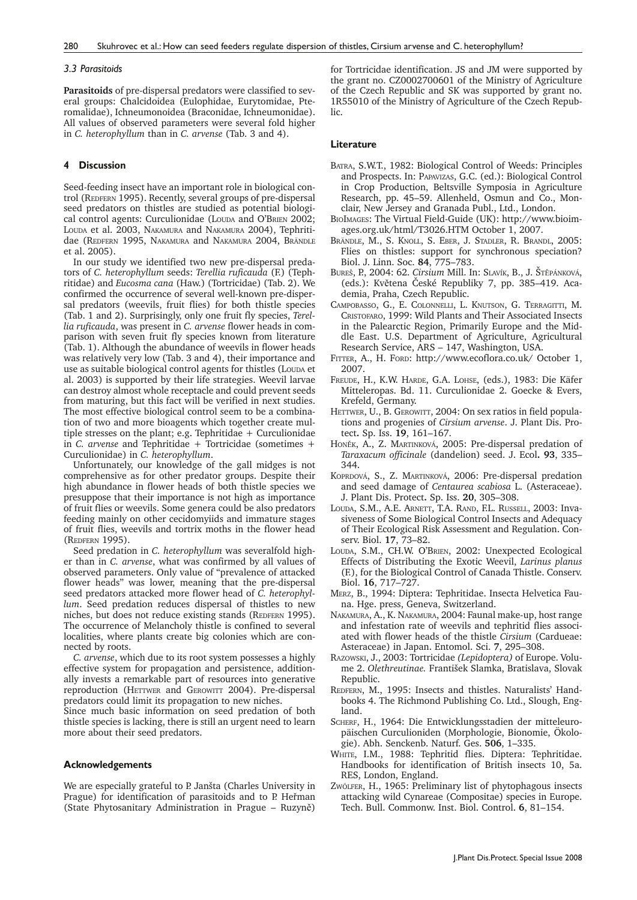### *3.3 Parasitoids*

**Parasitoids** of pre-dispersal predators were classified to several groups: Chalcidoidea (Eulophidae, Eurytomidae, Pteromalidae), Ichneumonoidea (Braconidae, Ichneumonidae). All values of observed parameters were several fold higher in *C. heterophyllum* than in *C. arvense* (Tab. 3 and 4).

## 4 Discussion

Seed-feeding insect have an important role in biological control (REDFERN 1995). Recently, several groups of pre-dispersal seed predators on thistles are studied as potential biological control agents: Curculionidae (LOUDA and O'BRIEN 2002; LOUDA et al. 2003, NAKAMURA and NAKAMURA 2004), Tephritidae (REDFERN 1995, NAKAMURA and NAKAMURA 2004, BRÄNDLE et al. 2005).

In our study we identified two new pre-dispersal predators of *C. heterophyllum* seeds: *Terellia ruficauda* (F.) (Tephritidae) and *Eucosma cana* (Haw.) (Tortricidae) (Tab. 2). We confirmed the occurrence of several well-known pre-dispersal predators (weevils, fruit flies) for both thistle species (Tab. 1 and 2). Surprisingly, only one fruit fly species, *Terellia ruficauda*, was present in *C. arvense* flower heads in comparison with seven fruit fly species known from literature (Tab. 1). Although the abundance of weevils in flower heads was relatively very low (Tab. 3 and 4), their importance and use as suitable biological control agents for thistles (LOUDA et al. 2003) is supported by their life strategies. Weevil larvae can destroy almost whole receptacle and could prevent seeds from maturing, but this fact will be verified in next studies. The most effective biological control seem to be a combination of two and more bioagents which together create multiple stresses on the plant; e.g. Tephritidae + Curculionidae in *C. arvense* and Tephritidae + Tortricidae (sometimes + Curculionidae) in *C. heterophyllum*.

Unfortunately, our knowledge of the gall midges is not comprehensive as for other predator groups. Despite their high abundance in flower heads of both thistle species we presuppose that their importance is not high as importance of fruit flies or weevils. Some genera could be also predators feeding mainly on other cecidomyiids and immature stages of fruit flies, weevils and tortrix moths in the flower head (REDFERN 1995).

Seed predation in *C. heterophyllum* was severalfold higher than in *C. arvense*, what was confirmed by all values of observed parameters. Only value of "prevalence of attacked flower heads" was lower, meaning that the pre-dispersal seed predators attacked more flower head of *C. heterophyllum*. Seed predation reduces dispersal of thistles to new niches, but does not reduce existing stands (REDFERN 1995). The occurrence of Melancholy thistle is confined to several localities, where plants create big colonies which are connected by roots.

*C. arvense*, which due to its root system possesses a highly effective system for propagation and persistence, additionally invests a remarkable part of resources into generative reproduction (HETTWER and GEROWITT 2004). Pre-dispersal predators could limit its propagation to new niches.

Since much basic information on seed predation of both thistle species is lacking, there is still an urgent need to learn more about their seed predators.

## Acknowledgements

We are especially grateful to P. Janšta (Charles University in Prague) for identification of parasitoids and to P. Heřman (State Phytosanitary Administration in Prague – Ruzyně) for Tortricidae identification. JS and JM were supported by the grant no. CZ0002700601 of the Ministry of Agriculture of the Czech Republic and SK was supported by grant no. 1R55010 of the Ministry of Agriculture of the Czech Republic.

## Literature

BATRA, S.W.T., 1982: Biological Control of Weeds: Principles and Prospects. In: PAPAVIZAS, G.C. (ed.): Biological Control in Crop Production, Beltsville Symposia in Agriculture Research, pp. 45–59. Allenheld, Osmun and Co., Monclair, New Jersey and Granada Publ., Ltd., London.

BIOIMAGES: The Virtual Field-Guide (UK): http://www.bioimages.org.uk/html/T3026.HTM October 1, 2007.

BRÄNDLE, M., S. KNOLL, S. EBER, J. STADLER, R. BRANDL, 2005: Flies on thistles: support for synchronous speciation? Biol. J. Linn. Soc. **84**, 775–783.

BUREŠ, P., 2004: 62. *Cirsium* Mill. In: SLAVÍK, B., J. ŠTĚPÁNKOVÁ, (eds.): Květena České Republiky 7, pp. 385–419. Academia, Praha, Czech Republic.

CAMPOBASSO, G., E. COLONNELLI, L. KNUTSON, G. TERRAGITTI, M. CRISTOFARO, 1999: Wild Plants and Their Associated Insects in the Palearctic Region, Primarily Europe and the Middle East. U.S. Department of Agriculture, Agricultural Research Service, ARS – 147, Washington, USA.

FITTER, A., H. FORD: http://www.ecoflora.co.uk/ October 1, 2007.

FREUDE, H., K.W. HARDE, G.A. LOHSE, (eds.), 1983: Die Käfer Mitteleropas. Bd. 11. Curculionidae 2. Goecke & Evers, Krefeld, Germany.

HETTWER, U., B. GEROWITT, 2004: On sex ratios in field populations and progenies of *Cirsium arvense*. J. Plant Dis. Protect. Sp. Iss. **19**, 161–167.

HONĚK, A., Z. MARTINKOVÁ, 2005: Pre-dispersal predation of *Taraxacum officinale* (dandelion) seed. J. Ecol. **93**, 335–344.

KOPRDOVÁ, S., Z. MARTINKOVÁ, 2006: Pre-dispersal predation and seed damage of *Centaurea scabiosa* L. (Asteraceae). J. Plant Dis. Protect. Sp. Iss. **20**, 305–308.

LOUDA, S.M., A.E. ARNETT, T.A. RAND, F.L. RUSSELL, 2003: Invasiveness of Some Biological Control Insects and Adequacy of Their Ecological Risk Assessment and Regulation. Conserv. Biol. **17**, 73–82.

LOUDA, S.M., CH.W. O'BRIEN, 2002: Unexpected Ecological Effects of Distributing the Exotic Weevil, *Larinus planus* (F.), for the Biological Control of Canada Thistle. Conserv. Biol. **16**, 717–727.

MERZ, B., 1994: Diptera: Tephritidae. Insecta Helvetica Fauna. Hge. press, Geneva, Switzerland.

NAKAMURA, A., K. NAKAMURA, 2004: Faunal make-up, host range and infestation rate of weevils and tephritid flies associated with flower heads of the thistle *Cirsium* (Cardueae: Asteraceae) in Japan. Entomol. Sci. **7**, 295–308.

RAZOWSKI, J., 2003: Tortricidae *(Lepidoptera)* of Europe. Volume 2. *Olethreutinae.* František Slamka, Bratislava, Slovak Republic.

REDFERN, M., 1995: Insects and thistles. Naturalists' Handbooks 4. The Richmond Publishing Co. Ltd., Slough, England.

SCHERF, H., 1964: Die Entwicklungsstadien der mitteleuropäischen Curculioniden (Morphologie, Bionomie, Ökologie). Abh. Senckenb. Naturf. Ges. **506**, 1–335.

WHITE, I.M., 1988: Tephritid flies. Diptera: Tephritidae. Handbooks for identification of British insects 10, 5a. RES, London, England.

ZWÖLFER, H., 1965: Preliminary list of phytophagous insects attacking wild Cynareae (Compositae) species in Europe. Tech. Bull. Commonw. Inst. Biol. Control. **6**, 81–154.